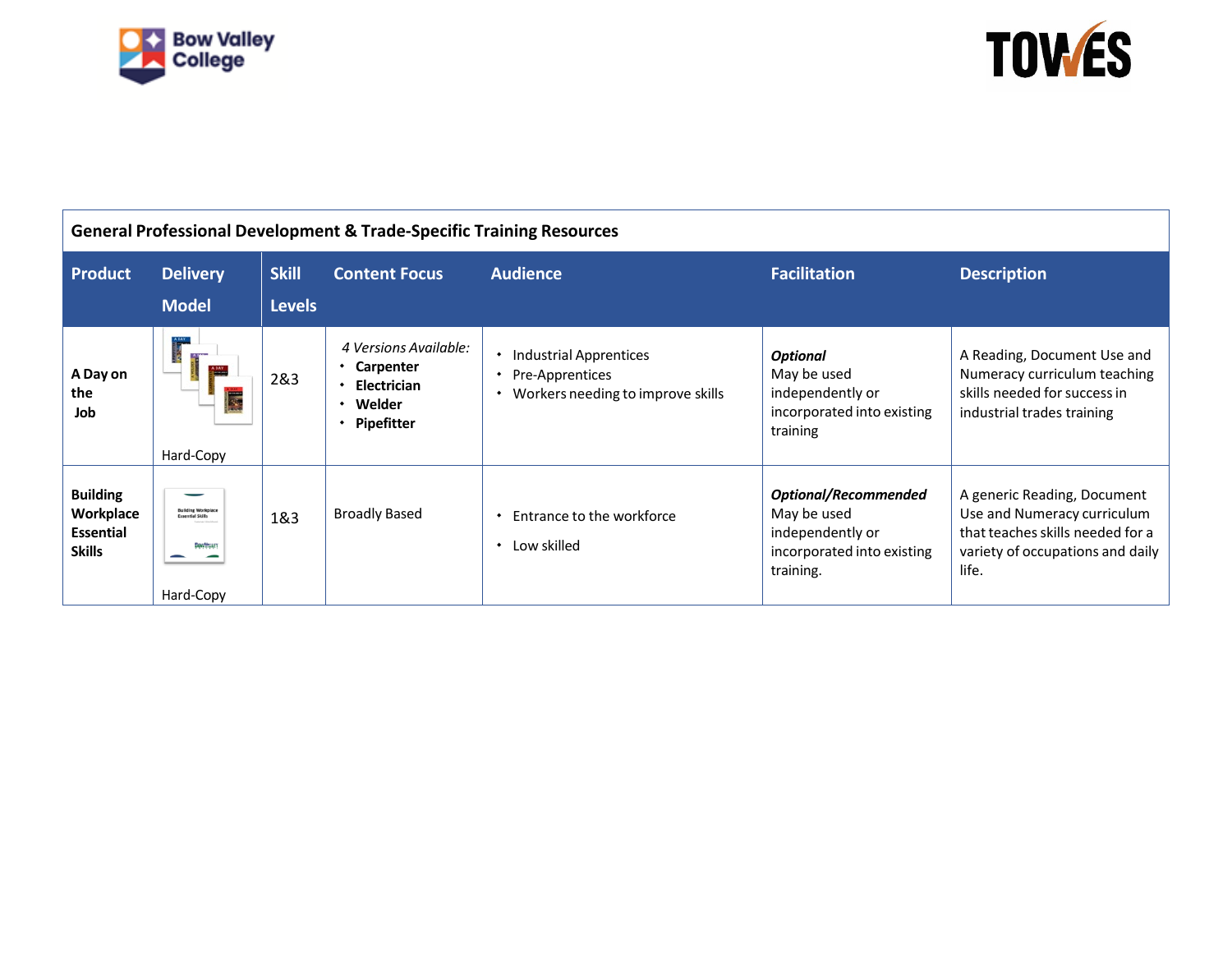| General Professional Development & Trade-Specific Training Resources | | | | | | |
|---|---|---|---|---|---|---|
| **Product** | **Delivery Model** | **Skill Levels** | **Content Focus** | **Audience** | **Facilitation** | **Description** |
| **A Day on the Job** | Hard-Copy | 2&3 | *4 Versions Available:*<br>• **Carpenter**<br>• **Electrician**<br>• **Welder**<br>• **Pipefitter** | • Industrial Apprentices<br>• Pre-Apprentices<br>• Workers needing to improve skills | ***Optional***<br>May be used independently or incorporated into existing training | A Reading, Document Use and Numeracy curriculum teaching skills needed for success in industrial trades training |
| **Building Workplace Essential Skills** | Hard-Copy | 1&3 | Broadly Based | • Entrance to the workforce<br>• Low skilled | ***Optional/Recommended***<br>May be used independently or incorporated into existing training. | A generic Reading, Document Use and Numeracy curriculum that teaches skills needed for a variety of occupations and daily life. |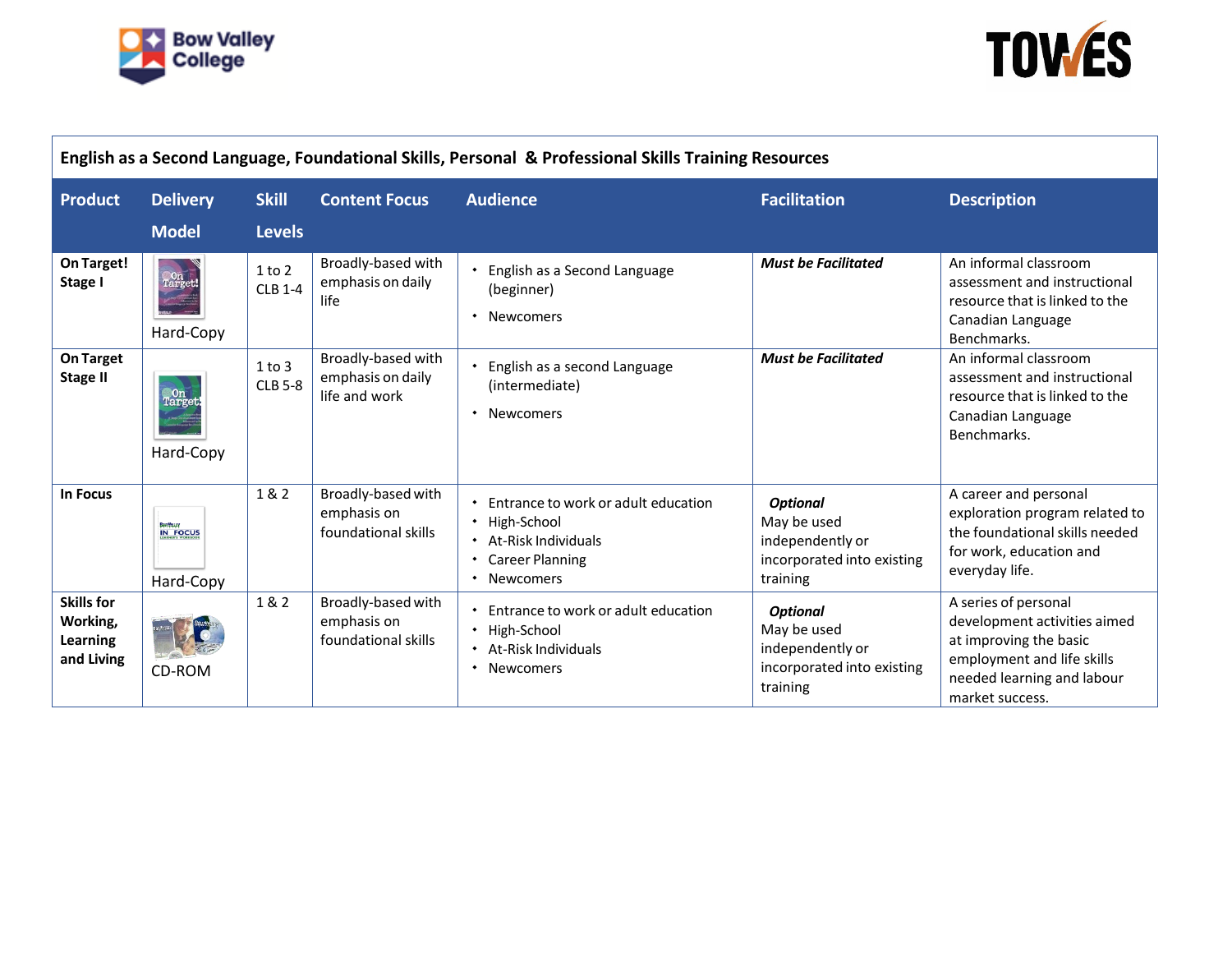| English as a Second Language, Foundational Skills, Personal & Professional Skills Training Resources | | | | | | |
|---|---|---|---|---|---|---|
| **Product** | **Delivery Model** | **Skill Levels** | **Content Focus** | **Audience** | **Facilitation** | **Description** |
| **On Target! Stage I** | Hard-Copy | 1 to 2<br>CLB 1-4 | Broadly-based with emphasis on daily life | • English as a Second Language (beginner)<br>• Newcomers | ***Must be Facilitated*** | An informal classroom assessment and instructional resource that is linked to the Canadian Language Benchmarks. |
| **On Target Stage II** | Hard-Copy | 1 to 3<br>CLB 5-8 | Broadly-based with emphasis on daily life and work | • English as a second Language (intermediate)<br>• Newcomers | ***Must be Facilitated*** | An informal classroom assessment and instructional resource that is linked to the Canadian Language Benchmarks. |
| **In Focus** | Hard-Copy | 1 & 2 | Broadly-based with emphasis on foundational skills | • Entrance to work or adult education<br>• High-School<br>• At-Risk Individuals<br>• Career Planning<br>• Newcomers | ***Optional***<br>May be used independently or incorporated into existing training | A career and personal exploration program related to the foundational skills needed for work, education and everyday life. |
| **Skills for Working, Learning and Living** | CD-ROM | 1 & 2 | Broadly-based with emphasis on foundational skills | • Entrance to work or adult education<br>• High-School<br>• At-Risk Individuals<br>• Newcomers | ***Optional***<br>May be used independently or incorporated into existing training | A series of personal development activities aimed at improving the basic employment and life skills needed learning and labour market success. |